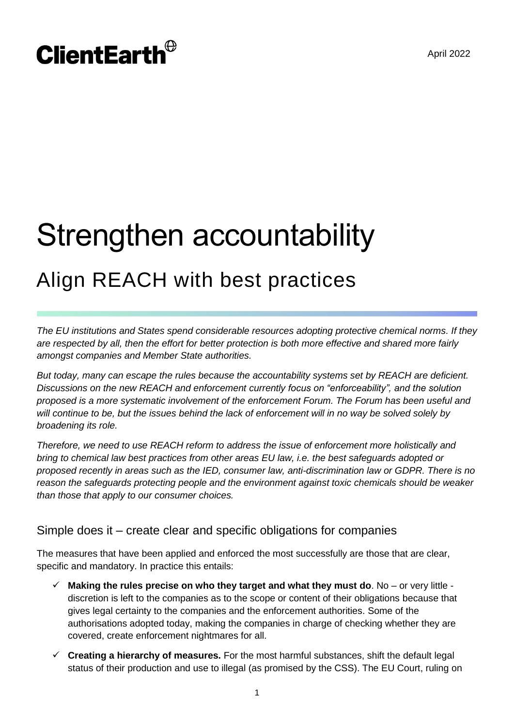ClientEarth

April 2022

# Strengthen accountability

## Align REACH with best practices

*The EU institutions and States spend considerable resources adopting protective chemical norms. If they are respected by all, then the effort for better protection is both more effective and shared more fairly amongst companies and Member State authorities.*

*But today, many can escape the rules because the accountability systems set by REACH are deficient. Discussions on the new REACH and enforcement currently focus on "enforceability", and the solution proposed is a more systematic involvement of the enforcement Forum. The Forum has been useful and will continue to be, but the issues behind the lack of enforcement will in no way be solved solely by broadening its role.*

*Therefore, we need to use REACH reform to address the issue of enforcement more holistically and bring to chemical law best practices from other areas EU law, i.e. the best safeguards adopted or proposed recently in areas such as the IED, consumer law, anti-discrimination law or GDPR. There is no reason the safeguards protecting people and the environment against toxic chemicals should be weaker than those that apply to our consumer choices.*

### Simple does it – create clear and specific obligations for companies

The measures that have been applied and enforced the most successfully are those that are clear, specific and mandatory. In practice this entails:

- ✓ **Making the rules precise on who they target and what they must do**. No – or very little - discretion is left to the companies as to the scope or content of their obligations because that gives legal certainty to the companies and the enforcement authorities. Some of the authorisations adopted today, making the companies in charge of checking whether they are covered, create enforcement nightmares for all.
- ✓ **Creating a hierarchy of measures.** For the most harmful substances, shift the default legal status of their production and use to illegal (as promised by the CSS). The EU Court, ruling on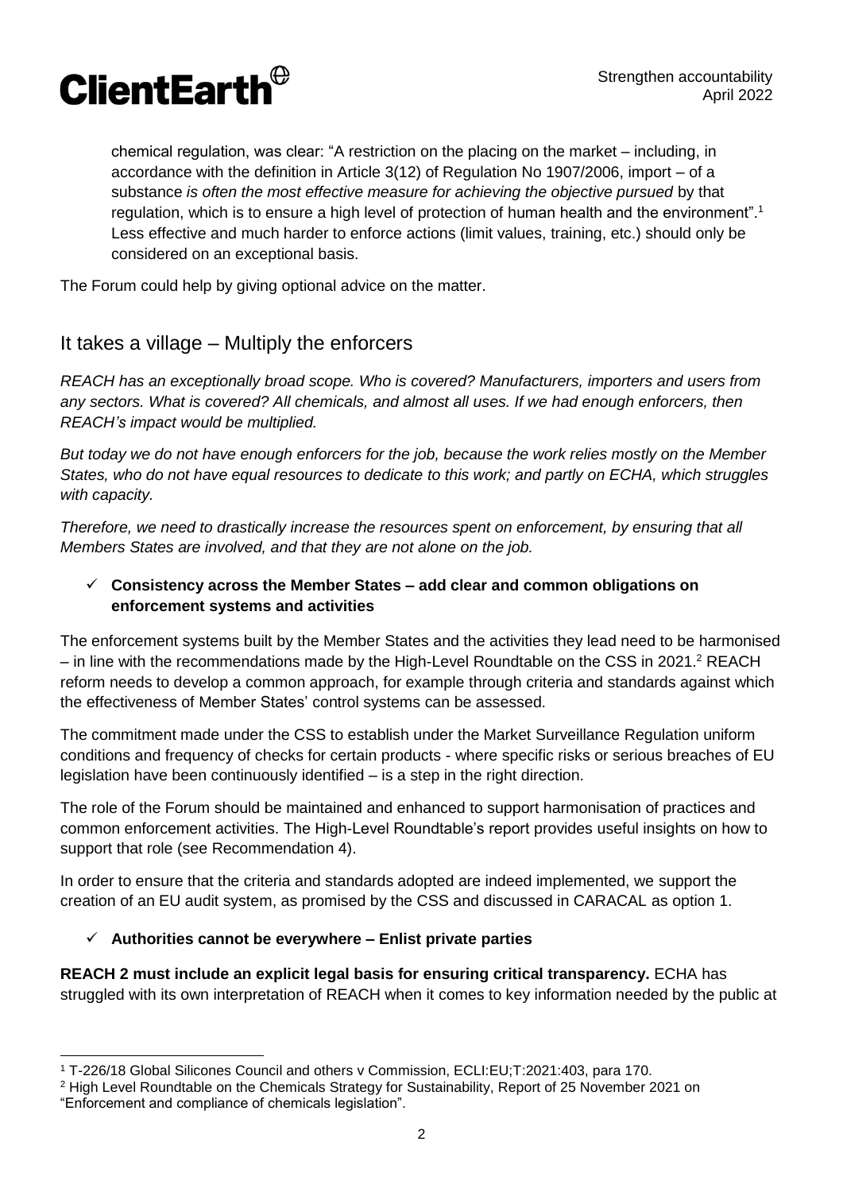chemical regulation, was clear: "A restriction on the placing on the market – including, in accordance with the definition in Article 3(12) of Regulation No 1907/2006, import – of a substance *is often the most effective measure for achieving the objective pursued* by that regulation, which is to ensure a high level of protection of human health and the environment".[1] Less effective and much harder to enforce actions (limit values, training, etc.) should only be considered on an exceptional basis.

The Forum could help by giving optional advice on the matter.

## It takes a village – Multiply the enforcers

*REACH has an exceptionally broad scope. Who is covered? Manufacturers, importers and users from any sectors. What is covered? All chemicals, and almost all uses. If we had enough enforcers, then REACH's impact would be multiplied.*

*But today we do not have enough enforcers for the job, because the work relies mostly on the Member States, who do not have equal resources to dedicate to this work; and partly on ECHA, which struggles with capacity.*

*Therefore, we need to drastically increase the resources spent on enforcement, by ensuring that all Members States are involved, and that they are not alone on the job.*

- ✓ **Consistency across the Member States – add clear and common obligations on enforcement systems and activities**

The enforcement systems built by the Member States and the activities they lead need to be harmonised – in line with the recommendations made by the High-Level Roundtable on the CSS in 2021.[2] REACH reform needs to develop a common approach, for example through criteria and standards against which the effectiveness of Member States' control systems can be assessed.

The commitment made under the CSS to establish under the Market Surveillance Regulation uniform conditions and frequency of checks for certain products - where specific risks or serious breaches of EU legislation have been continuously identified – is a step in the right direction.

The role of the Forum should be maintained and enhanced to support harmonisation of practices and common enforcement activities. The High-Level Roundtable's report provides useful insights on how to support that role (see Recommendation 4).

In order to ensure that the criteria and standards adopted are indeed implemented, we support the creation of an EU audit system, as promised by the CSS and discussed in CARACAL as option 1.

- ✓ **Authorities cannot be everywhere – Enlist private parties**

**REACH 2 must include an explicit legal basis for ensuring critical transparency.** ECHA has struggled with its own interpretation of REACH when it comes to key information needed by the public at

---

[1] T-226/18 Global Silicones Council and others v Commission, ECLI:EU;T:2021:403, para 170.

[2] High Level Roundtable on the Chemicals Strategy for Sustainability, Report of 25 November 2021 on "Enforcement and compliance of chemicals legislation".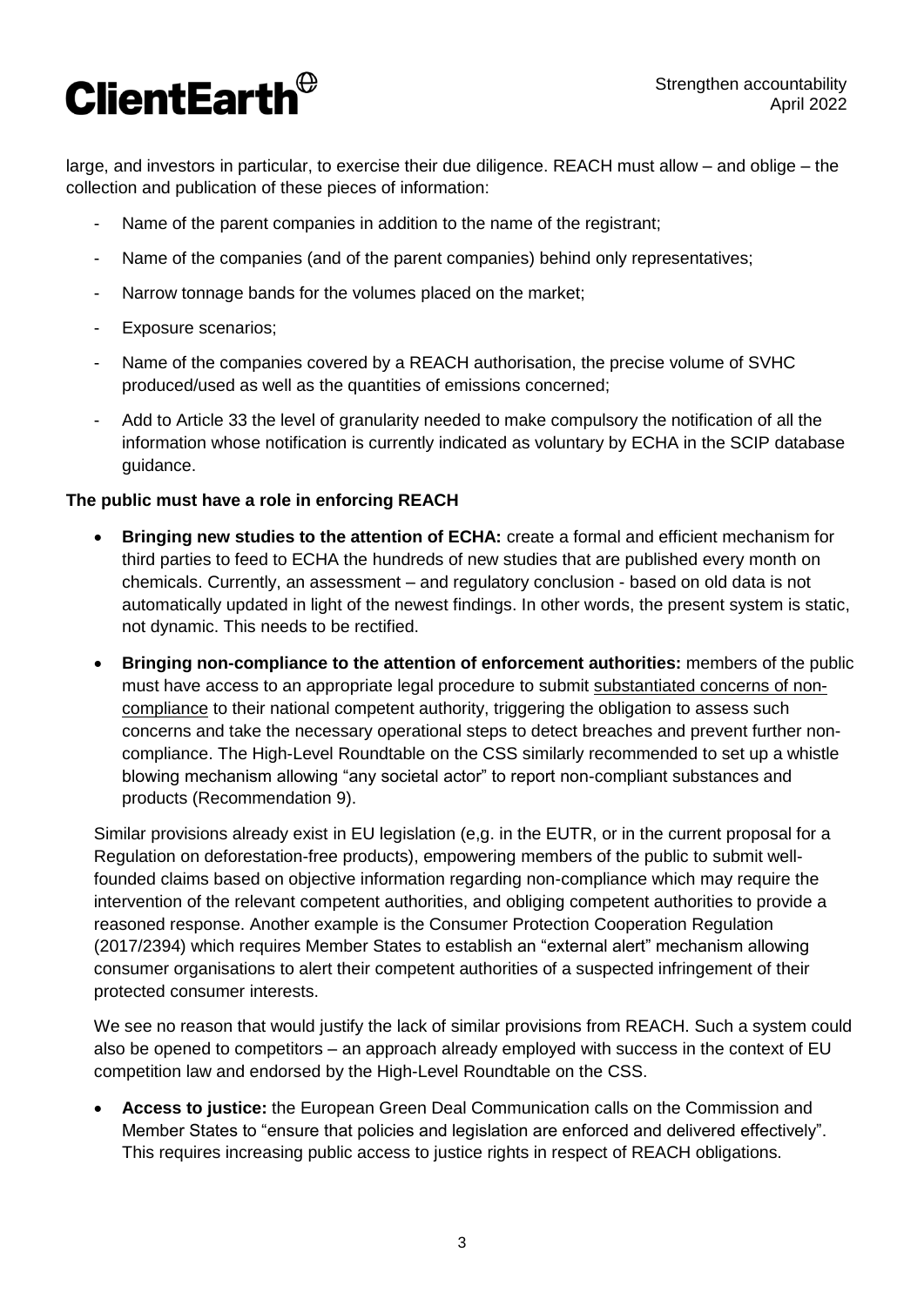large, and investors in particular, to exercise their due diligence. REACH must allow – and oblige – the collection and publication of these pieces of information:

- Name of the parent companies in addition to the name of the registrant;
- Name of the companies (and of the parent companies) behind only representatives;
- Narrow tonnage bands for the volumes placed on the market;
- Exposure scenarios;
- Name of the companies covered by a REACH authorisation, the precise volume of SVHC produced/used as well as the quantities of emissions concerned;
- Add to Article 33 the level of granularity needed to make compulsory the notification of all the information whose notification is currently indicated as voluntary by ECHA in the SCIP database guidance.

**The public must have a role in enforcing REACH**

- **Bringing new studies to the attention of ECHA:** create a formal and efficient mechanism for third parties to feed to ECHA the hundreds of new studies that are published every month on chemicals. Currently, an assessment – and regulatory conclusion - based on old data is not automatically updated in light of the newest findings. In other words, the present system is static, not dynamic. This needs to be rectified.
- **Bringing non-compliance to the attention of enforcement authorities:** members of the public must have access to an appropriate legal procedure to submit substantiated concerns of non-compliance to their national competent authority, triggering the obligation to assess such concerns and take the necessary operational steps to detect breaches and prevent further non-compliance. The High-Level Roundtable on the CSS similarly recommended to set up a whistle blowing mechanism allowing "any societal actor" to report non-compliant substances and products (Recommendation 9).

  Similar provisions already exist in EU legislation (e,g. in the EUTR, or in the current proposal for a Regulation on deforestation-free products), empowering members of the public to submit well-founded claims based on objective information regarding non-compliance which may require the intervention of the relevant competent authorities, and obliging competent authorities to provide a reasoned response. Another example is the Consumer Protection Cooperation Regulation (2017/2394) which requires Member States to establish an "external alert" mechanism allowing consumer organisations to alert their competent authorities of a suspected infringement of their protected consumer interests.

  We see no reason that would justify the lack of similar provisions from REACH. Such a system could also be opened to competitors – an approach already employed with success in the context of EU competition law and endorsed by the High-Level Roundtable on the CSS.

- **Access to justice:** the European Green Deal Communication calls on the Commission and Member States to "ensure that policies and legislation are enforced and delivered effectively". This requires increasing public access to justice rights in respect of REACH obligations.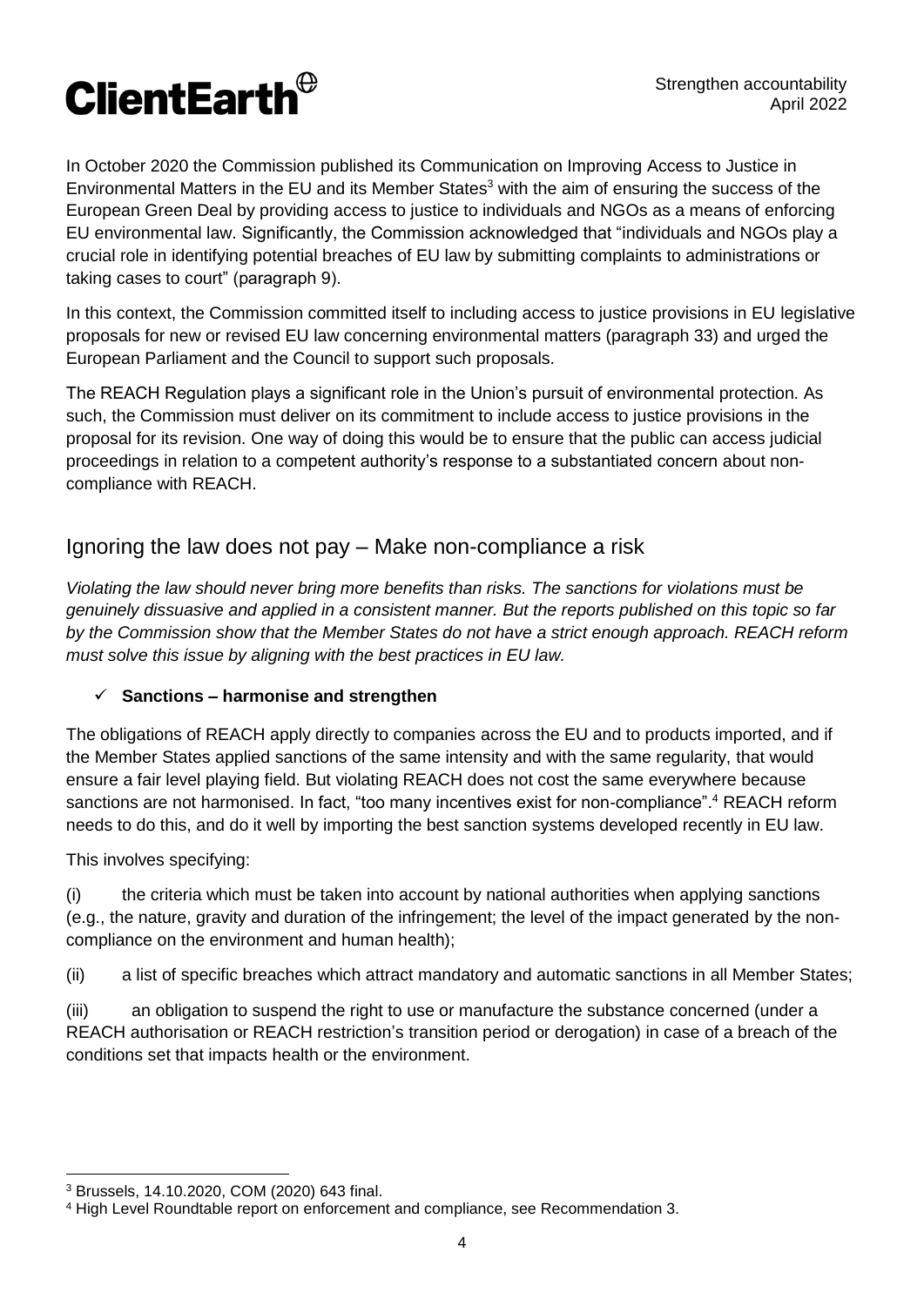In October 2020 the Commission published its Communication on Improving Access to Justice in Environmental Matters in the EU and its Member States[3] with the aim of ensuring the success of the European Green Deal by providing access to justice to individuals and NGOs as a means of enforcing EU environmental law. Significantly, the Commission acknowledged that "individuals and NGOs play a crucial role in identifying potential breaches of EU law by submitting complaints to administrations or taking cases to court" (paragraph 9).

In this context, the Commission committed itself to including access to justice provisions in EU legislative proposals for new or revised EU law concerning environmental matters (paragraph 33) and urged the European Parliament and the Council to support such proposals.

The REACH Regulation plays a significant role in the Union's pursuit of environmental protection. As such, the Commission must deliver on its commitment to include access to justice provisions in the proposal for its revision. One way of doing this would be to ensure that the public can access judicial proceedings in relation to a competent authority's response to a substantiated concern about non-compliance with REACH.

## Ignoring the law does not pay – Make non-compliance a risk

*Violating the law should never bring more benefits than risks. The sanctions for violations must be genuinely dissuasive and applied in a consistent manner. But the reports published on this topic so far by the Commission show that the Member States do not have a strict enough approach. REACH reform must solve this issue by aligning with the best practices in EU law.*

- ✓ **Sanctions – harmonise and strengthen**

The obligations of REACH apply directly to companies across the EU and to products imported, and if the Member States applied sanctions of the same intensity and with the same regularity, that would ensure a fair level playing field. But violating REACH does not cost the same everywhere because sanctions are not harmonised. In fact, "too many incentives exist for non-compliance".[4] REACH reform needs to do this, and do it well by importing the best sanction systems developed recently in EU law.

This involves specifying:

(i) the criteria which must be taken into account by national authorities when applying sanctions (e.g., the nature, gravity and duration of the infringement; the level of the impact generated by the non-compliance on the environment and human health);

(ii) a list of specific breaches which attract mandatory and automatic sanctions in all Member States;

(iii) an obligation to suspend the right to use or manufacture the substance concerned (under a REACH authorisation or REACH restriction's transition period or derogation) in case of a breach of the conditions set that impacts health or the environment.

---

[3] Brussels, 14.10.2020, COM (2020) 643 final.

[4] High Level Roundtable report on enforcement and compliance, see Recommendation 3.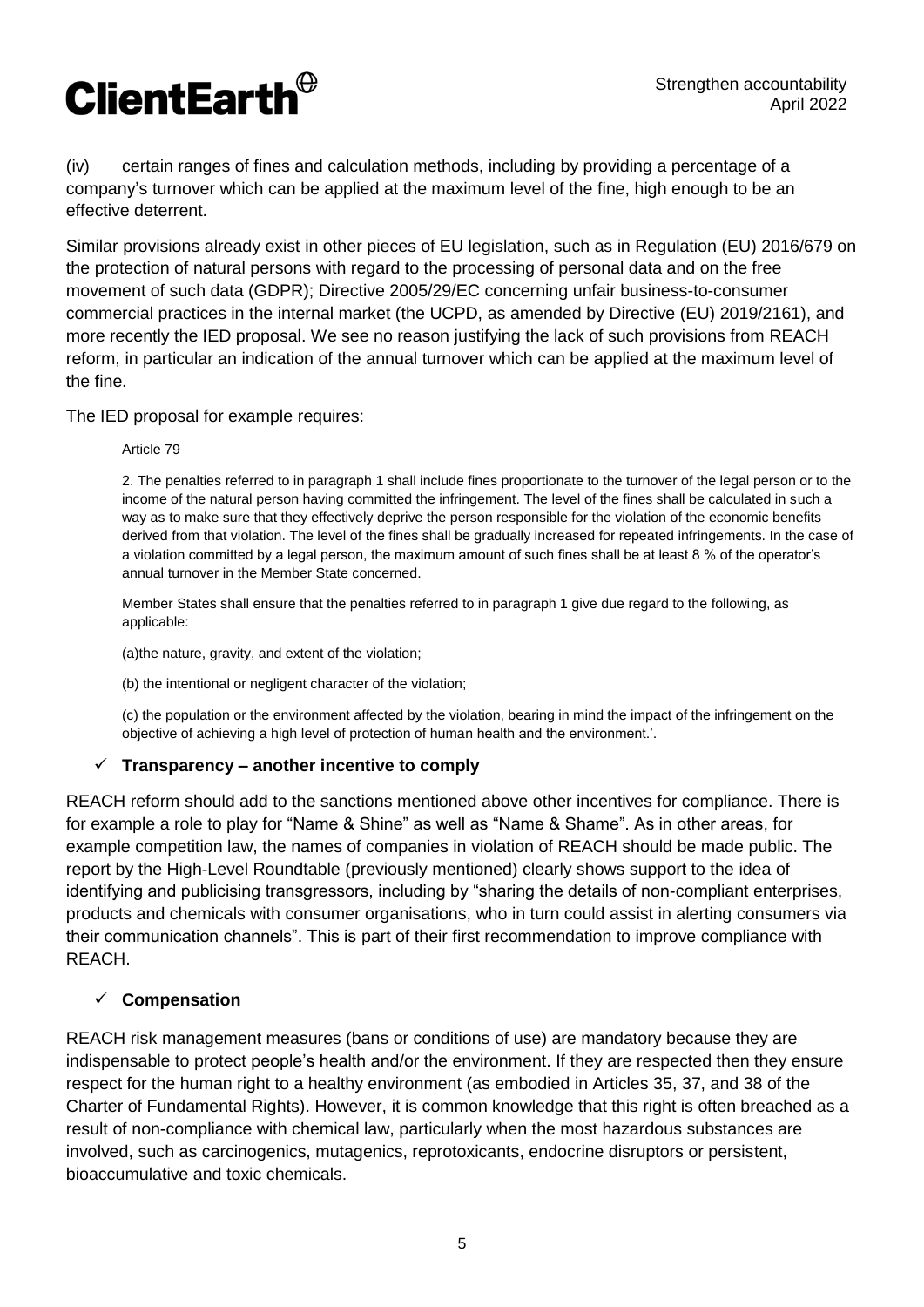(iv) certain ranges of fines and calculation methods, including by providing a percentage of a company's turnover which can be applied at the maximum level of the fine, high enough to be an effective deterrent.

Similar provisions already exist in other pieces of EU legislation, such as in Regulation (EU) 2016/679 on the protection of natural persons with regard to the processing of personal data and on the free movement of such data (GDPR); Directive 2005/29/EC concerning unfair business-to-consumer commercial practices in the internal market (the UCPD, as amended by Directive (EU) 2019/2161), and more recently the IED proposal. We see no reason justifying the lack of such provisions from REACH reform, in particular an indication of the annual turnover which can be applied at the maximum level of the fine.

The IED proposal for example requires:

> Article 79
>
> 2. The penalties referred to in paragraph 1 shall include fines proportionate to the turnover of the legal person or to the income of the natural person having committed the infringement. The level of the fines shall be calculated in such a way as to make sure that they effectively deprive the person responsible for the violation of the economic benefits derived from that violation. The level of the fines shall be gradually increased for repeated infringements. In the case of a violation committed by a legal person, the maximum amount of such fines shall be at least 8 % of the operator's annual turnover in the Member State concerned.
>
> Member States shall ensure that the penalties referred to in paragraph 1 give due regard to the following, as applicable:
>
> (a)the nature, gravity, and extent of the violation;
>
> (b) the intentional or negligent character of the violation;
>
> (c) the population or the environment affected by the violation, bearing in mind the impact of the infringement on the objective of achieving a high level of protection of human health and the environment.'.

### ✓ Transparency – another incentive to comply

REACH reform should add to the sanctions mentioned above other incentives for compliance. There is for example a role to play for "Name & Shine" as well as "Name & Shame". As in other areas, for example competition law, the names of companies in violation of REACH should be made public. The report by the High-Level Roundtable (previously mentioned) clearly shows support to the idea of identifying and publicising transgressors, including by "sharing the details of non-compliant enterprises, products and chemicals with consumer organisations, who in turn could assist in alerting consumers via their communication channels". This is part of their first recommendation to improve compliance with REACH.

### ✓ Compensation

REACH risk management measures (bans or conditions of use) are mandatory because they are indispensable to protect people's health and/or the environment. If they are respected then they ensure respect for the human right to a healthy environment (as embodied in Articles 35, 37, and 38 of the Charter of Fundamental Rights). However, it is common knowledge that this right is often breached as a result of non-compliance with chemical law, particularly when the most hazardous substances are involved, such as carcinogenics, mutagenics, reprotoxicants, endocrine disruptors or persistent, bioaccumulative and toxic chemicals.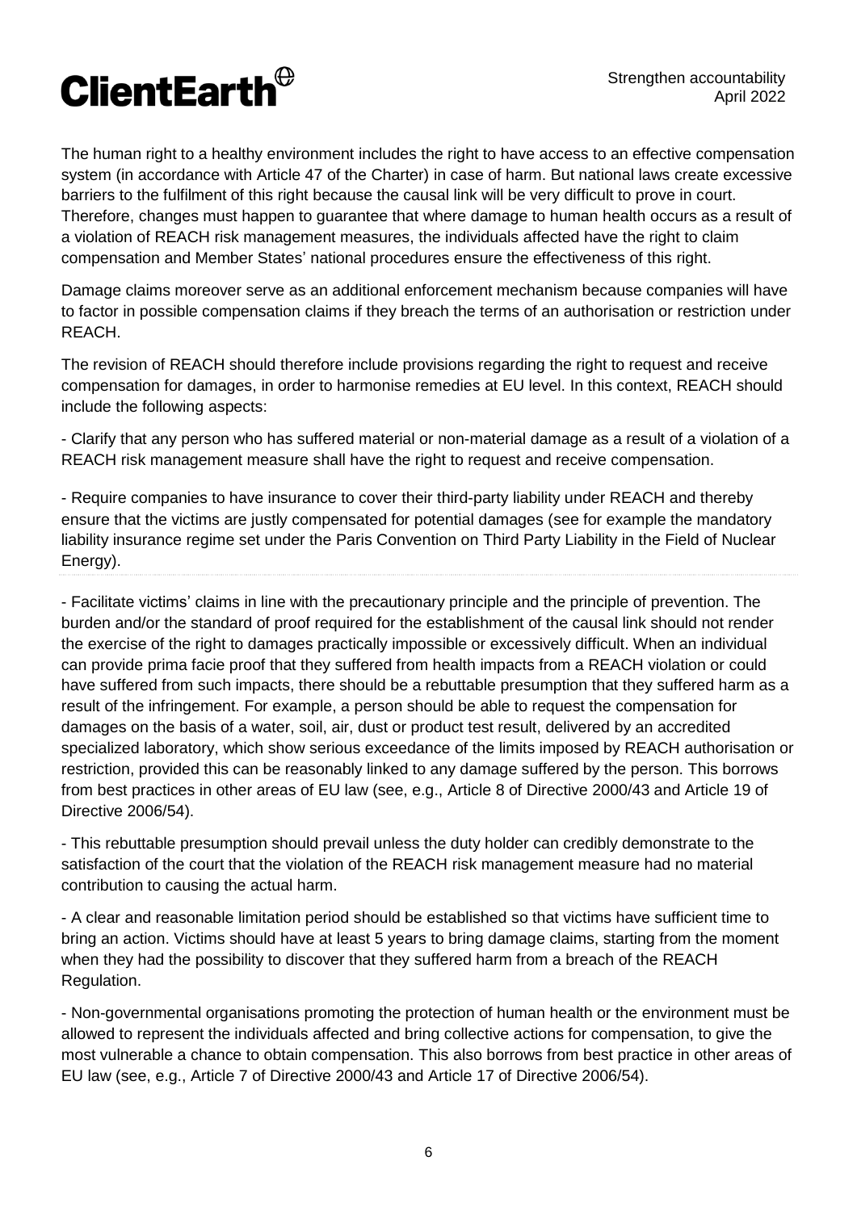The human right to a healthy environment includes the right to have access to an effective compensation system (in accordance with Article 47 of the Charter) in case of harm. But national laws create excessive barriers to the fulfilment of this right because the causal link will be very difficult to prove in court. Therefore, changes must happen to guarantee that where damage to human health occurs as a result of a violation of REACH risk management measures, the individuals affected have the right to claim compensation and Member States' national procedures ensure the effectiveness of this right.

Damage claims moreover serve as an additional enforcement mechanism because companies will have to factor in possible compensation claims if they breach the terms of an authorisation or restriction under REACH.

The revision of REACH should therefore include provisions regarding the right to request and receive compensation for damages, in order to harmonise remedies at EU level. In this context, REACH should include the following aspects:

- Clarify that any person who has suffered material or non-material damage as a result of a violation of a REACH risk management measure shall have the right to request and receive compensation.

- Require companies to have insurance to cover their third-party liability under REACH and thereby ensure that the victims are justly compensated for potential damages (see for example the mandatory liability insurance regime set under the Paris Convention on Third Party Liability in the Field of Nuclear Energy).

- Facilitate victims' claims in line with the precautionary principle and the principle of prevention. The burden and/or the standard of proof required for the establishment of the causal link should not render the exercise of the right to damages practically impossible or excessively difficult. When an individual can provide prima facie proof that they suffered from health impacts from a REACH violation or could have suffered from such impacts, there should be a rebuttable presumption that they suffered harm as a result of the infringement. For example, a person should be able to request the compensation for damages on the basis of a water, soil, air, dust or product test result, delivered by an accredited specialized laboratory, which show serious exceedance of the limits imposed by REACH authorisation or restriction, provided this can be reasonably linked to any damage suffered by the person. This borrows from best practices in other areas of EU law (see, e.g., Article 8 of Directive 2000/43 and Article 19 of Directive 2006/54).

- This rebuttable presumption should prevail unless the duty holder can credibly demonstrate to the satisfaction of the court that the violation of the REACH risk management measure had no material contribution to causing the actual harm.

- A clear and reasonable limitation period should be established so that victims have sufficient time to bring an action. Victims should have at least 5 years to bring damage claims, starting from the moment when they had the possibility to discover that they suffered harm from a breach of the REACH Regulation.

- Non-governmental organisations promoting the protection of human health or the environment must be allowed to represent the individuals affected and bring collective actions for compensation, to give the most vulnerable a chance to obtain compensation. This also borrows from best practice in other areas of EU law (see, e.g., Article 7 of Directive 2000/43 and Article 17 of Directive 2006/54).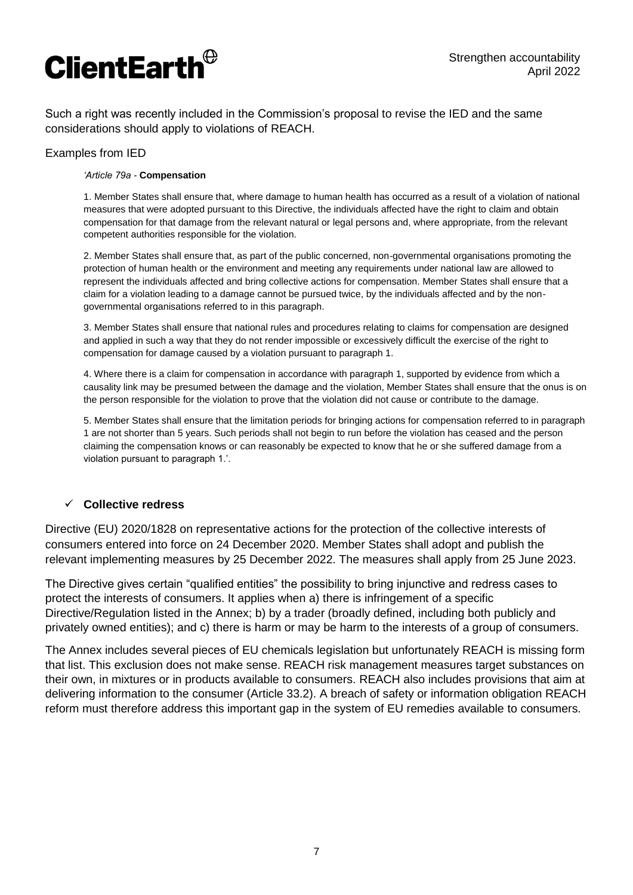Such a right was recently included in the Commission's proposal to revise the IED and the same considerations should apply to violations of REACH.

Examples from IED

> *'Article 79a* - **Compensation**
>
> 1. Member States shall ensure that, where damage to human health has occurred as a result of a violation of national measures that were adopted pursuant to this Directive, the individuals affected have the right to claim and obtain compensation for that damage from the relevant natural or legal persons and, where appropriate, from the relevant competent authorities responsible for the violation.
>
> 2. Member States shall ensure that, as part of the public concerned, non-governmental organisations promoting the protection of human health or the environment and meeting any requirements under national law are allowed to represent the individuals affected and bring collective actions for compensation. Member States shall ensure that a claim for a violation leading to a damage cannot be pursued twice, by the individuals affected and by the non-governmental organisations referred to in this paragraph.
>
> 3. Member States shall ensure that national rules and procedures relating to claims for compensation are designed and applied in such a way that they do not render impossible or excessively difficult the exercise of the right to compensation for damage caused by a violation pursuant to paragraph 1.
>
> 4. Where there is a claim for compensation in accordance with paragraph 1, supported by evidence from which a causality link may be presumed between the damage and the violation, Member States shall ensure that the onus is on the person responsible for the violation to prove that the violation did not cause or contribute to the damage.
>
> 5. Member States shall ensure that the limitation periods for bringing actions for compensation referred to in paragraph 1 are not shorter than 5 years. Such periods shall not begin to run before the violation has ceased and the person claiming the compensation knows or can reasonably be expected to know that he or she suffered damage from a violation pursuant to paragraph 1.'.

- ✓ **Collective redress**

Directive (EU) 2020/1828 on representative actions for the protection of the collective interests of consumers entered into force on 24 December 2020. Member States shall adopt and publish the relevant implementing measures by 25 December 2022. The measures shall apply from 25 June 2023.

The Directive gives certain "qualified entities" the possibility to bring injunctive and redress cases to protect the interests of consumers. It applies when a) there is infringement of a specific Directive/Regulation listed in the Annex; b) by a trader (broadly defined, including both publicly and privately owned entities); and c) there is harm or may be harm to the interests of a group of consumers.

The Annex includes several pieces of EU chemicals legislation but unfortunately REACH is missing form that list. This exclusion does not make sense. REACH risk management measures target substances on their own, in mixtures or in products available to consumers. REACH also includes provisions that aim at delivering information to the consumer (Article 33.2). A breach of safety or information obligation REACH reform must therefore address this important gap in the system of EU remedies available to consumers.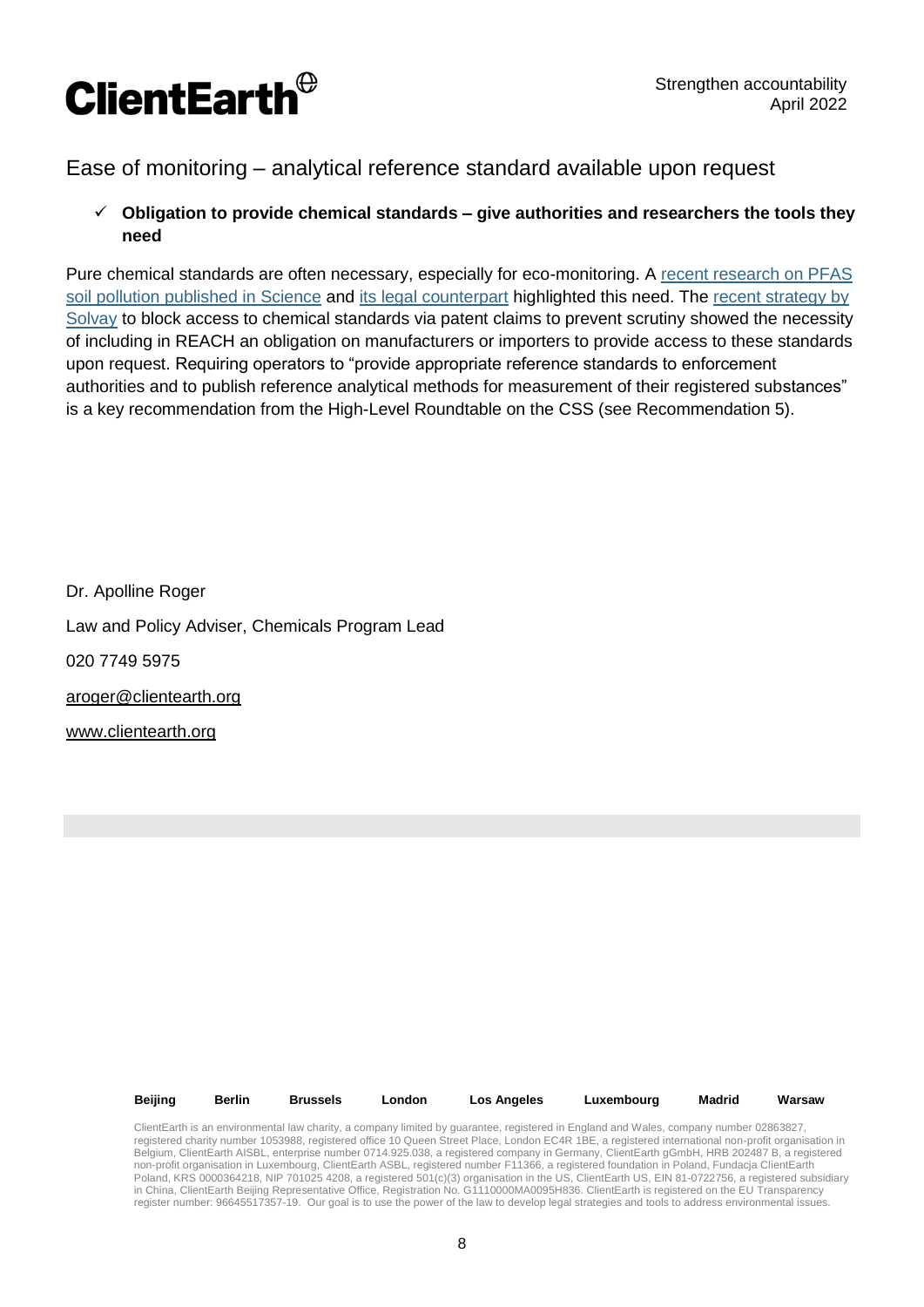## Ease of monitoring – analytical reference standard available upon request

- ✓ **Obligation to provide chemical standards – give authorities and researchers the tools they need**

Pure chemical standards are often necessary, especially for eco-monitoring. A recent research on PFAS soil pollution published in Science and its legal counterpart highlighted this need. The recent strategy by Solvay to block access to chemical standards via patent claims to prevent scrutiny showed the necessity of including in REACH an obligation on manufacturers or importers to provide access to these standards upon request. Requiring operators to "provide appropriate reference standards to enforcement authorities and to publish reference analytical methods for measurement of their registered substances" is a key recommendation from the High-Level Roundtable on the CSS (see Recommendation 5).

Dr. Apolline Roger

Law and Policy Adviser, Chemicals Program Lead

020 7749 5975

aroger@clientearth.org

www.clientearth.org

**Beijing** **Berlin** **Brussels** **London** **Los Angeles** **Luxembourg** **Madrid** **Warsaw**

ClientEarth is an environmental law charity, a company limited by guarantee, registered in England and Wales, company number 02863827, registered charity number 1053988, registered office 10 Queen Street Place, London EC4R 1BE, a registered international non-profit organisation in Belgium, ClientEarth AISBL, enterprise number 0714.925.038, a registered company in Germany, ClientEarth gGmbH, HRB 202487 B, a registered non-profit organisation in Luxembourg, ClientEarth ASBL, registered number F11366, a registered foundation in Poland, Fundacja ClientEarth Poland, KRS 0000364218, NIP 701025 4208, a registered 501(c)(3) organisation in the US, ClientEarth US, EIN 81-0722756, a registered subsidiary in China, ClientEarth Beijing Representative Office, Registration No. G1110000MA0095H836. ClientEarth is registered on the EU Transparency register number: 96645517357-19. Our goal is to use the power of the law to develop legal strategies and tools to address environmental issues.